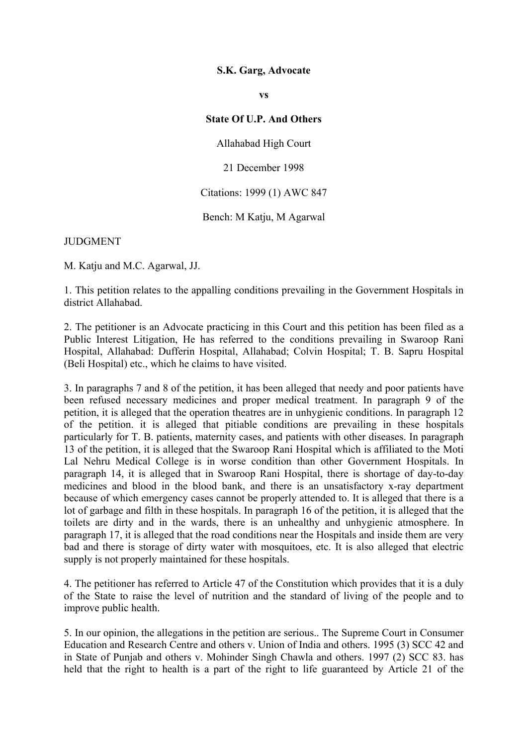**S.K. Garg, Advocate**

**vs**

**State Of U.P. And Others**

Allahabad High Court

21 December 1998

Citations: 1999 (1) AWC 847

Bench: M Katju, M Agarwal

JUDGMENT

M. Katju and M.C. Agarwal, JJ.

1. This petition relates to the appalling conditions prevailing in the Government Hospitals in district Allahabad.

2. The petitioner is an Advocate practicing in this Court and this petition has been filed as a Public Interest Litigation, He has referred to the conditions prevailing in Swaroop Rani Hospital, Allahabad: Dufferin Hospital, Allahabad; Colvin Hospital; T. B. Sapru Hospital (Beli Hospital) etc., which he claims to have visited.

3. In paragraphs 7 and 8 of the petition, it has been alleged that needy and poor patients have been refused necessary medicines and proper medical treatment. In paragraph 9 of the petition, it is alleged that the operation theatres are in unhygienic conditions. In paragraph 12 of the petition. it is alleged that pitiable conditions are prevailing in these hospitals particularly for T. B. patients, maternity cases, and patients with other diseases. In paragraph 13 of the petition, it is alleged that the Swaroop Rani Hospital which is affiliated to the Moti Lal Nehru Medical College is in worse condition than other Government Hospitals. In paragraph 14, it is alleged that in Swaroop Rani Hospital, there is shortage of day-to-day medicines and blood in the blood bank, and there is an unsatisfactory x-ray department because of which emergency cases cannot be properly attended to. It is alleged that there is a lot of garbage and filth in these hospitals. In paragraph 16 of the petition, it is alleged that the toilets are dirty and in the wards, there is an unhealthy and unhygienic atmosphere. In paragraph 17, it is alleged that the road conditions near the Hospitals and inside them are very bad and there is storage of dirty water with mosquitoes, etc. It is also alleged that electric supply is not properly maintained for these hospitals.

4. The petitioner has referred to Article 47 of the Constitution which provides that it is a duly of the State to raise the level of nutrition and the standard of living of the people and to improve public health.

5. In our opinion, the allegations in the petition are serious.. The Supreme Court in Consumer Education and Research Centre and others v. Union of India and others. 1995 (3) SCC 42 and in State of Punjab and others v. Mohinder Singh Chawla and others. 1997 (2) SCC 83. has held that the right to health is a part of the right to life guaranteed by Article 21 of the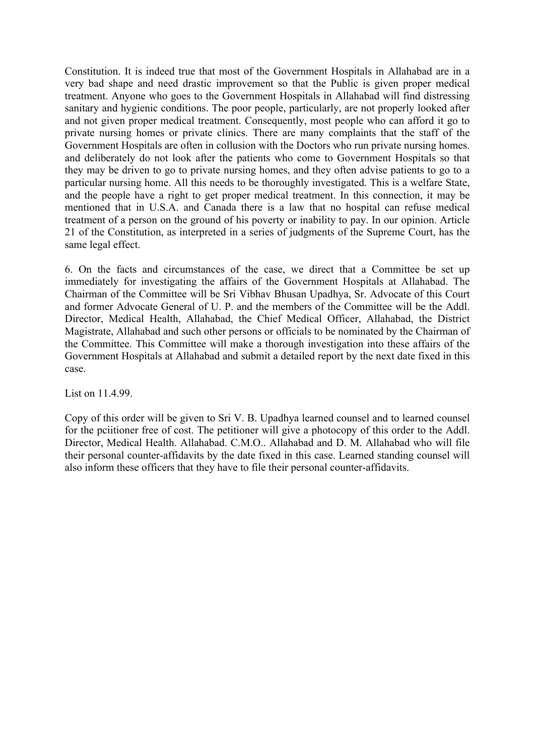Constitution. It is indeed true that most of the Government Hospitals in Allahabad are in a very bad shape and need drastic improvement so that the Public is given proper medical treatment. Anyone who goes to the Government Hospitals in Allahabad will find distressing sanitary and hygienic conditions. The poor people, particularly, are not properly looked after and not given proper medical treatment. Consequently, most people who can afford it go to private nursing homes or private clinics. There are many complaints that the staff of the Government Hospitals are often in collusion with the Doctors who run private nursing homes. and deliberately do not look after the patients who come to Government Hospitals so that they may be driven to go to private nursing homes, and they often advise patients to go to a particular nursing home. All this needs to be thoroughly investigated. This is a welfare State, and the people have a right to get proper medical treatment. In this connection, it may be mentioned that in U.S.A. and Canada there is a law that no hospital can refuse medical treatment of a person on the ground of his poverty or inability to pay. In our opinion. Article 21 of the Constitution, as interpreted in a series of judgments of the Supreme Court, has the same legal effect.

6. On the facts and circumstances of the case, we direct that a Committee be set up immediately for investigating the affairs of the Government Hospitals at Allahabad. The Chairman of the Committee will be Sri Vibhav Bhusan Upadhya, Sr. Advocate of this Court and former Advocate General of U. P. and the members of the Committee will be the Addl. Director, Medical Health, Allahabad, the Chief Medical Officer, Allahabad, the District Magistrate, Allahabad and such other persons or officials to be nominated by the Chairman of the Committee. This Committee will make a thorough investigation into these affairs of the Government Hospitals at Allahabad and submit a detailed report by the next date fixed in this case.

List on 11.4.99.

Copy of this order will be given to Sri V. B. Upadhya learned counsel and to learned counsel for the pciitioner free of cost. The petitioner will give a photocopy of this order to the Addl. Director, Medical Health. Allahabad. C.M.O.. Allahabad and D. M. Allahabad who will file their personal counter-affidavits by the date fixed in this case. Learned standing counsel will also inform these officers that they have to file their personal counter-affidavits.